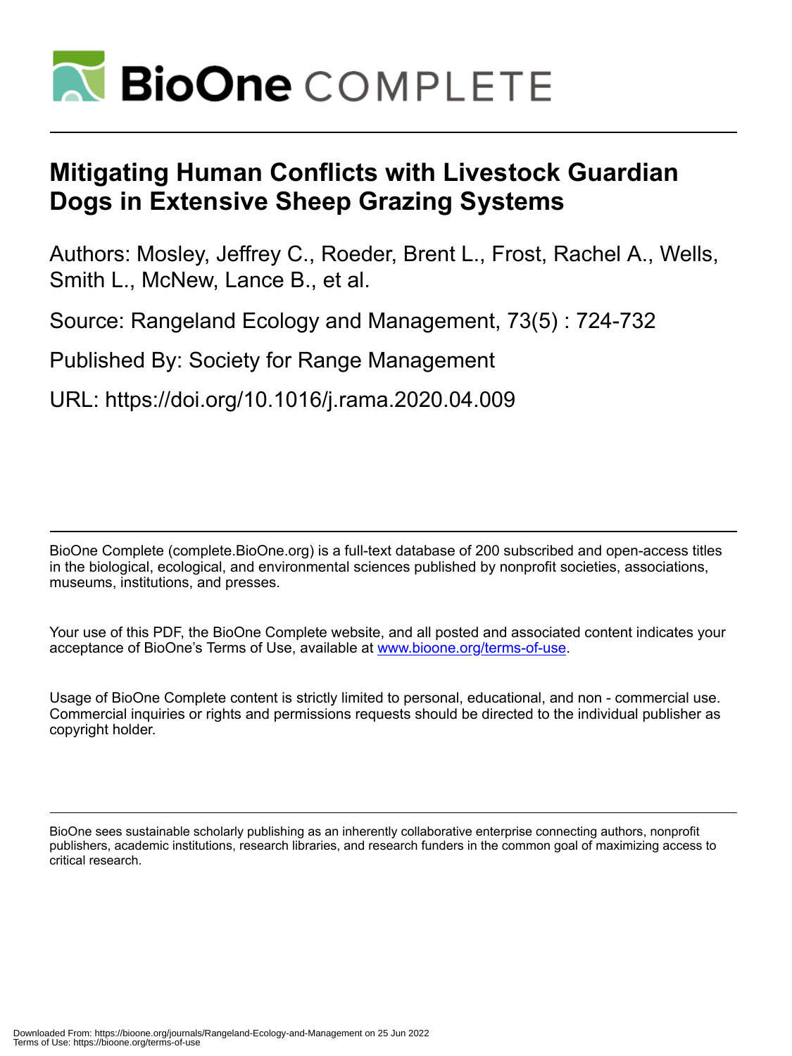# BioOne COMPLETE

## Mitigating Human Conflicts with Livestock Guardian Dogs in Extensive Sheep Grazing Systems

Authors: Mosley, Jeffrey C., Roeder, Brent L., Frost, Rachel A., Wells, Smith L., McNew, Lance B., et al.

Source: Rangeland Ecology and Management, 73(5) : 724-732

Published By: Society for Range Management

URL: https://doi.org/10.1016/j.rama.2020.04.009

BioOne Complete (complete.BioOne.org) is a full-text database of 200 subscribed and open-access titles in the biological, ecological, and environmental sciences published by nonprofit societies, associations, museums, institutions, and presses.

Your use of this PDF, the BioOne Complete website, and all posted and associated content indicates your acceptance of BioOne's Terms of Use, available at www.bioone.org/terms-of-use.

Usage of BioOne Complete content is strictly limited to personal, educational, and non - commercial use. Commercial inquiries or rights and permissions requests should be directed to the individual publisher as copyright holder.

BioOne sees sustainable scholarly publishing as an inherently collaborative enterprise connecting authors, nonprofit publishers, academic institutions, research libraries, and research funders in the common goal of maximizing access to critical research.

Downloaded From: https://bioone.org/journals/Rangeland-Ecology-and-Management on 25 Jun 2022
Terms of Use: https://bioone.org/terms-of-use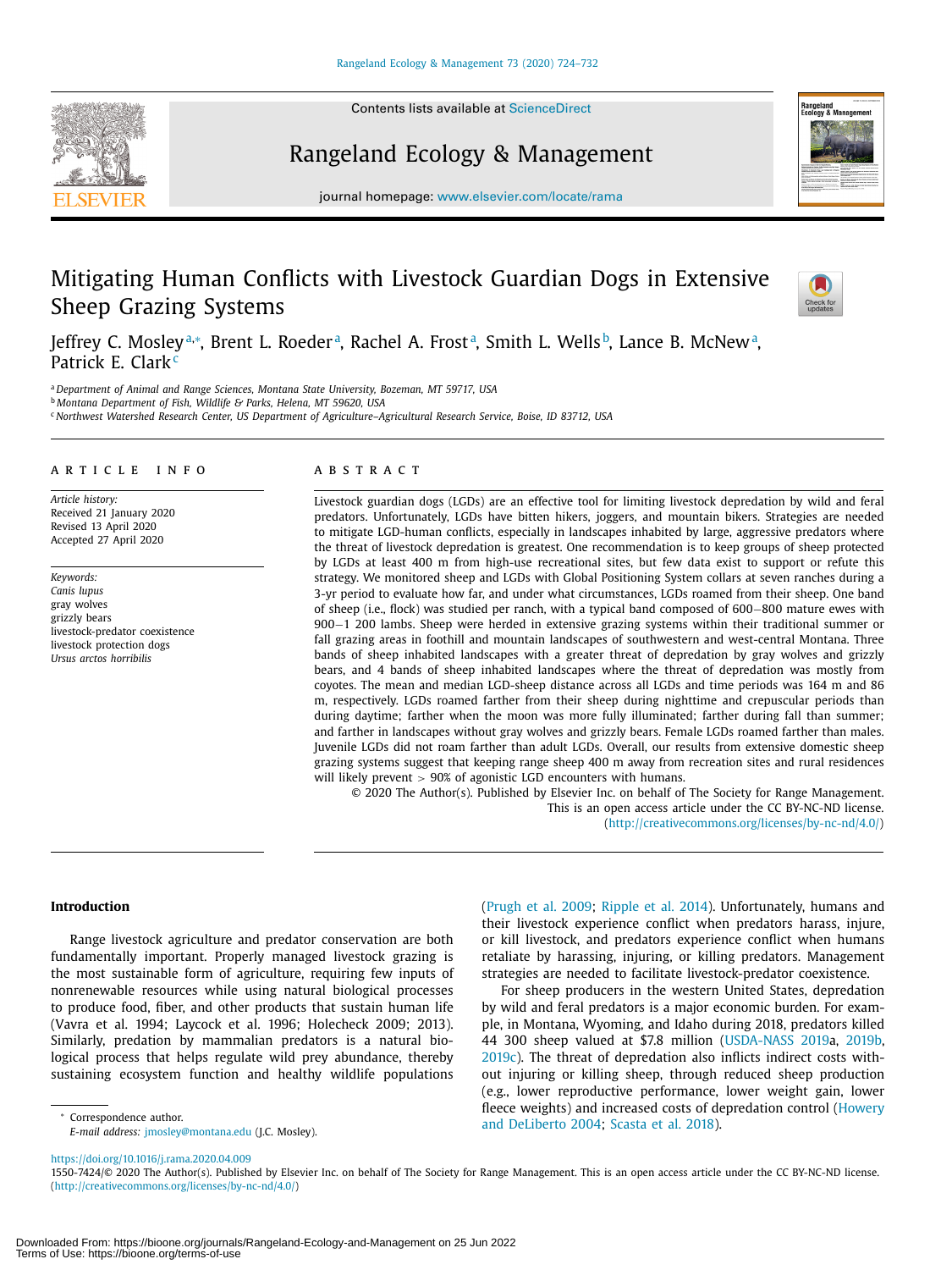Contents lists available at ScienceDirect

# Rangeland Ecology & Management

journal homepage: www.elsevier.com/locate/rama

# Mitigating Human Conflicts with Livestock Guardian Dogs in Extensive Sheep Grazing Systems

Jeffrey C. Mosley[a,*], Brent L. Roeder[a], Rachel A. Frost[a], Smith L. Wells[b], Lance B. McNew[a], Patrick E. Clark[c]

[a] Department of Animal and Range Sciences, Montana State University, Bozeman, MT 59717, USA
[b] Montana Department of Fish, Wildlife & Parks, Helena, MT 59620, USA
[c] Northwest Watershed Research Center, US Department of Agriculture–Agricultural Research Service, Boise, ID 83712, USA

## ARTICLE INFO

*Article history:*
Received 21 January 2020
Revised 13 April 2020
Accepted 27 April 2020

*Keywords:*
*Canis lupus*
gray wolves
grizzly bears
livestock-predator coexistence
livestock protection dogs
*Ursus arctos horribilis*

## ABSTRACT

Livestock guardian dogs (LGDs) are an effective tool for limiting livestock depredation by wild and feral predators. Unfortunately, LGDs have bitten hikers, joggers, and mountain bikers. Strategies are needed to mitigate LGD-human conflicts, especially in landscapes inhabited by large, aggressive predators where the threat of livestock depredation is greatest. One recommendation is to keep groups of sheep protected by LGDs at least 400 m from high-use recreational sites, but few data exist to support or refute this strategy. We monitored sheep and LGDs with Global Positioning System collars at seven ranches during a 3-yr period to evaluate how far, and under what circumstances, LGDs roamed from their sheep. One band of sheep (i.e., flock) was studied per ranch, with a typical band composed of 600−800 mature ewes with 900−1 200 lambs. Sheep were herded in extensive grazing systems within their traditional summer or fall grazing areas in foothill and mountain landscapes of southwestern and west-central Montana. Three bands of sheep inhabited landscapes with a greater threat of depredation by gray wolves and grizzly bears, and 4 bands of sheep inhabited landscapes where the threat of depredation was mostly from coyotes. The mean and median LGD-sheep distance across all LGDs and time periods was 164 m and 86 m, respectively. LGDs roamed farther from their sheep during nighttime and crepuscular periods than during daytime; farther when the moon was more fully illuminated; farther during fall than summer; and farther in landscapes without gray wolves and grizzly bears. Female LGDs roamed farther than males. Juvenile LGDs did not roam farther than adult LGDs. Overall, our results from extensive domestic sheep grazing systems suggest that keeping range sheep 400 m away from recreation sites and rural residences will likely prevent > 90% of agonistic LGD encounters with humans.

© 2020 The Author(s). Published by Elsevier Inc. on behalf of The Society for Range Management. This is an open access article under the CC BY-NC-ND license. (http://creativecommons.org/licenses/by-nc-nd/4.0/)

## Introduction

Range livestock agriculture and predator conservation are both fundamentally important. Properly managed livestock grazing is the most sustainable form of agriculture, requiring few inputs of nonrenewable resources while using natural biological processes to produce food, fiber, and other products that sustain human life (Vavra et al. 1994; Laycock et al. 1996; Holecheck 2009; 2013). Similarly, predation by mammalian predators is a natural biological process that helps regulate wild prey abundance, thereby sustaining ecosystem function and healthy wildlife populations (Prugh et al. 2009; Ripple et al. 2014). Unfortunately, humans and their livestock experience conflict when predators harass, injure, or kill livestock, and predators experience conflict when humans retaliate by harassing, injuring, or killing predators. Management strategies are needed to facilitate livestock-predator coexistence.

For sheep producers in the western United States, depredation by wild and feral predators is a major economic burden. For example, in Montana, Wyoming, and Idaho during 2018, predators killed 44 300 sheep valued at $7.8 million (USDA-NASS 2019a, 2019b, 2019c). The threat of depredation also inflicts indirect costs without injuring or killing sheep, through reduced sheep production (e.g., lower reproductive performance, lower weight gain, lower fleece weights) and increased costs of depredation control (Howery and DeLiberto 2004; Scasta et al. 2018).

\* Correspondence author.
*E-mail address:* jmosley@montana.edu (J.C. Mosley).

https://doi.org/10.1016/j.rama.2020.04.009
1550-7424/© 2020 The Author(s). Published by Elsevier Inc. on behalf of The Society for Range Management. This is an open access article under the CC BY-NC-ND license. (http://creativecommons.org/licenses/by-nc-nd/4.0/)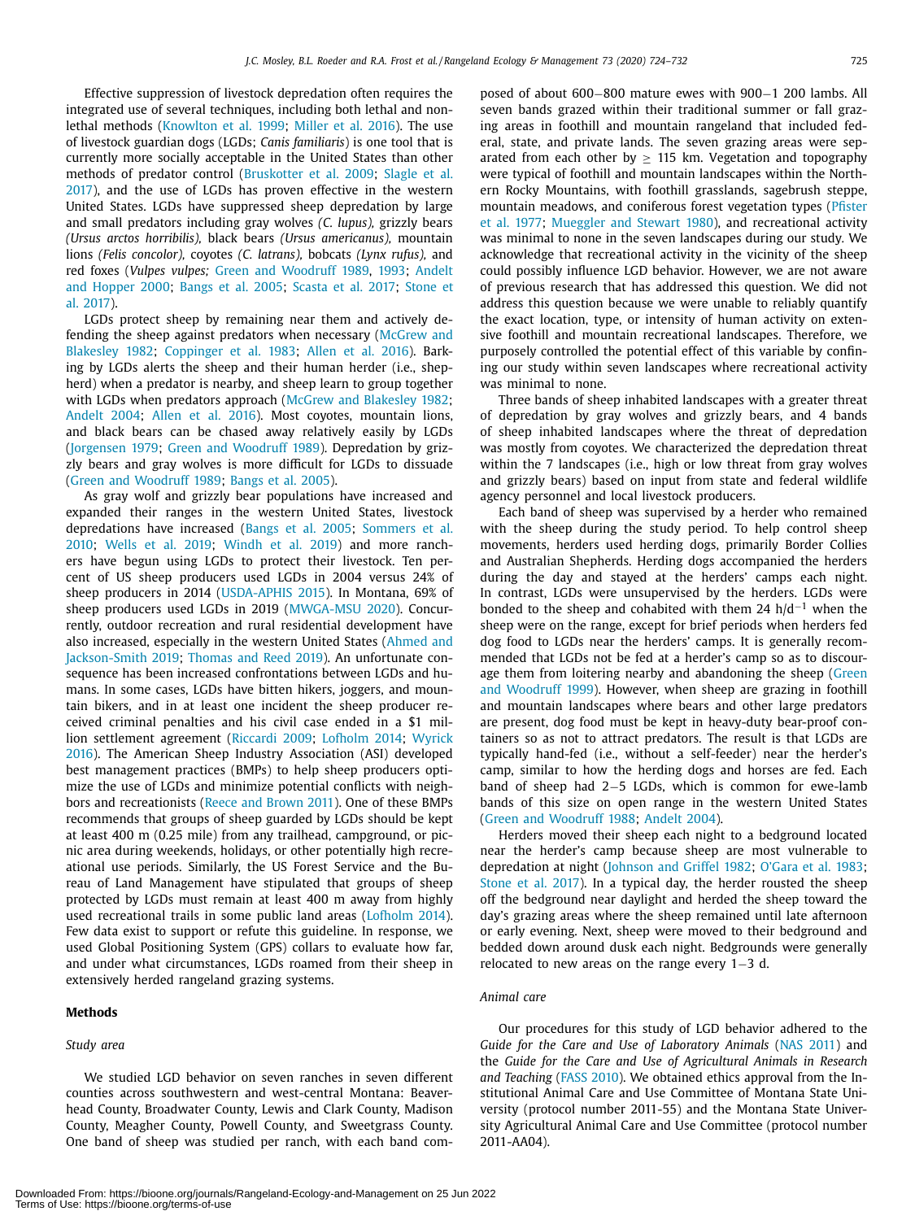Effective suppression of livestock depredation often requires the integrated use of several techniques, including both lethal and nonlethal methods (Knowlton et al. 1999; Miller et al. 2016). The use of livestock guardian dogs (LGDs; *Canis familiaris*) is one tool that is currently more socially acceptable in the United States than other methods of predator control (Bruskotter et al. 2009; Slagle et al. 2017), and the use of LGDs has proven effective in the western United States. LGDs have suppressed sheep depredation by large and small predators including gray wolves *(C. lupus),* grizzly bears *(Ursus arctos horribilis),* black bears *(Ursus americanus),* mountain lions *(Felis concolor),* coyotes *(C. latrans),* bobcats *(Lynx rufus),* and red foxes (*Vulpes vulpes;* Green and Woodruff 1989, 1993; Andelt and Hopper 2000; Bangs et al. 2005; Scasta et al. 2017; Stone et al. 2017).

LGDs protect sheep by remaining near them and actively defending the sheep against predators when necessary (McGrew and Blakesley 1982; Coppinger et al. 1983; Allen et al. 2016). Barking by LGDs alerts the sheep and their human herder (i.e., shepherd) when a predator is nearby, and sheep learn to group together with LGDs when predators approach (McGrew and Blakesley 1982; Andelt 2004; Allen et al. 2016). Most coyotes, mountain lions, and black bears can be chased away relatively easily by LGDs (Jorgensen 1979; Green and Woodruff 1989). Depredation by grizzly bears and gray wolves is more difficult for LGDs to dissuade (Green and Woodruff 1989; Bangs et al. 2005).

As gray wolf and grizzly bear populations have increased and expanded their ranges in the western United States, livestock depredations have increased (Bangs et al. 2005; Sommers et al. 2010; Wells et al. 2019; Windh et al. 2019) and more ranchers have begun using LGDs to protect their livestock. Ten percent of US sheep producers used LGDs in 2004 versus 24% of sheep producers in 2014 (USDA-APHIS 2015). In Montana, 69% of sheep producers used LGDs in 2019 (MWGA-MSU 2020). Concurrently, outdoor recreation and rural residential development have also increased, especially in the western United States (Ahmed and Jackson-Smith 2019; Thomas and Reed 2019). An unfortunate consequence has been increased confrontations between LGDs and humans. In some cases, LGDs have bitten hikers, joggers, and mountain bikers, and in at least one incident the sheep producer received criminal penalties and his civil case ended in a $1 million settlement agreement (Riccardi 2009; Lofholm 2014; Wyrick 2016). The American Sheep Industry Association (ASI) developed best management practices (BMPs) to help sheep producers optimize the use of LGDs and minimize potential conflicts with neighbors and recreationists (Reece and Brown 2011). One of these BMPs recommends that groups of sheep guarded by LGDs should be kept at least 400 m (0.25 mile) from any trailhead, campground, or picnic area during weekends, holidays, or other potentially high recreational use periods. Similarly, the US Forest Service and the Bureau of Land Management have stipulated that groups of sheep protected by LGDs must remain at least 400 m away from highly used recreational trails in some public land areas (Lofholm 2014). Few data exist to support or refute this guideline. In response, we used Global Positioning System (GPS) collars to evaluate how far, and under what circumstances, LGDs roamed from their sheep in extensively herded rangeland grazing systems.

## Methods

### Study area

We studied LGD behavior on seven ranches in seven different counties across southwestern and west-central Montana: Beaverhead County, Broadwater County, Lewis and Clark County, Madison County, Meagher County, Powell County, and Sweetgrass County. One band of sheep was studied per ranch, with each band composed of about 600–800 mature ewes with 900–1 200 lambs. All seven bands grazed within their traditional summer or fall grazing areas in foothill and mountain rangeland that included federal, state, and private lands. The seven grazing areas were separated from each other by ≥ 115 km. Vegetation and topography were typical of foothill and mountain landscapes within the Northern Rocky Mountains, with foothill grasslands, sagebrush steppe, mountain meadows, and coniferous forest vegetation types (Pfister et al. 1977; Mueggler and Stewart 1980), and recreational activity was minimal to none in the seven landscapes during our study. We acknowledge that recreational activity in the vicinity of the sheep could possibly influence LGD behavior. However, we are not aware of previous research that has addressed this question. We did not address this question because we were unable to reliably quantify the exact location, type, or intensity of human activity on extensive foothill and mountain recreational landscapes. Therefore, we purposely controlled the potential effect of this variable by confining our study within seven landscapes where recreational activity was minimal to none.

Three bands of sheep inhabited landscapes with a greater threat of depredation by gray wolves and grizzly bears, and 4 bands of sheep inhabited landscapes where the threat of depredation was mostly from coyotes. We characterized the depredation threat within the 7 landscapes (i.e., high or low threat from gray wolves and grizzly bears) based on input from state and federal wildlife agency personnel and local livestock producers.

Each band of sheep was supervised by a herder who remained with the sheep during the study period. To help control sheep movements, herders used herding dogs, primarily Border Collies and Australian Shepherds. Herding dogs accompanied the herders during the day and stayed at the herders' camps each night. In contrast, LGDs were unsupervised by the herders. LGDs were bonded to the sheep and cohabited with them 24 h/d$^{-1}$ when the sheep were on the range, except for brief periods when herders fed dog food to LGDs near the herders' camps. It is generally recommended that LGDs not be fed at a herder's camp so as to discourage them from loitering nearby and abandoning the sheep (Green and Woodruff 1999). However, when sheep are grazing in foothill and mountain landscapes where bears and other large predators are present, dog food must be kept in heavy-duty bear-proof containers so as not to attract predators. The result is that LGDs are typically hand-fed (i.e., without a self-feeder) near the herder's camp, similar to how the herding dogs and horses are fed. Each band of sheep had 2–5 LGDs, which is common for ewe-lamb bands of this size on open range in the western United States (Green and Woodruff 1988; Andelt 2004).

Herders moved their sheep each night to a bedground located near the herder's camp because sheep are most vulnerable to depredation at night (Johnson and Griffel 1982; O'Gara et al. 1983; Stone et al. 2017). In a typical day, the herder rousted the sheep off the bedground near daylight and herded the sheep toward the day's grazing areas where the sheep remained until late afternoon or early evening. Next, sheep were moved to their bedground and bedded down around dusk each night. Bedgrounds were generally relocated to new areas on the range every 1–3 d.

### Animal care

Our procedures for this study of LGD behavior adhered to the *Guide for the Care and Use of Laboratory Animals* (NAS 2011) and the *Guide for the Care and Use of Agricultural Animals in Research and Teaching* (FASS 2010). We obtained ethics approval from the Institutional Animal Care and Use Committee of Montana State University (protocol number 2011-55) and the Montana State University Agricultural Animal Care and Use Committee (protocol number 2011-AA04).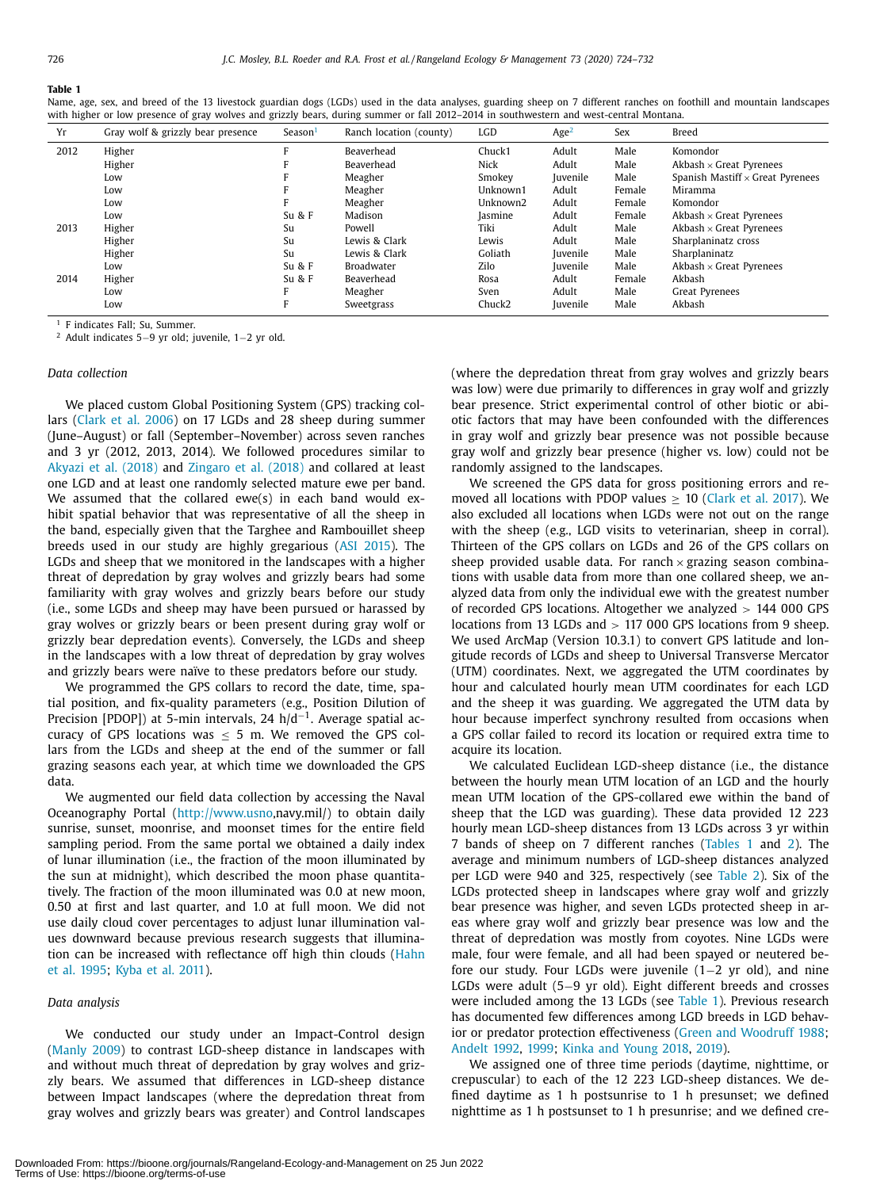**Table 1**

Name, age, sex, and breed of the 13 livestock guardian dogs (LGDs) used in the data analyses, guarding sheep on 7 different ranches on foothill and mountain landscapes with higher or low presence of gray wolves and grizzly bears, during summer or fall 2012–2014 in southwestern and west-central Montana.

| Yr | Gray wolf & grizzly bear presence | Season[1] | Ranch location (county) | LGD | Age[2] | Sex | Breed |
|---|---|---|---|---|---|---|---|
| 2012 | Higher | F | Beaverhead | Chuck1 | Adult | Male | Komondor |
| | Higher | F | Beaverhead | Nick | Adult | Male | Akbash × Great Pyrenees |
| | Low | F | Meagher | Smokey | Juvenile | Male | Spanish Mastiff × Great Pyrenees |
| | Low | F | Meagher | Unknown1 | Adult | Female | Miramma |
| | Low | F | Meagher | Unknown2 | Adult | Female | Komondor |
| | Low | Su & F | Madison | Jasmine | Adult | Female | Akbash × Great Pyrenees |
| 2013 | Higher | Su | Powell | Tiki | Adult | Male | Akbash × Great Pyrenees |
| | Higher | Su | Lewis & Clark | Lewis | Adult | Male | Sharplaninatz cross |
| | Higher | Su | Lewis & Clark | Goliath | Juvenile | Male | Sharplaninatz |
| | Low | Su & F | Broadwater | Zilo | Juvenile | Male | Akbash × Great Pyrenees |
| 2014 | Higher | Su & F | Beaverhead | Rosa | Adult | Female | Akbash |
| | Low | F | Meagher | Sven | Adult | Male | Great Pyrenees |
| | Low | F | Sweetgrass | Chuck2 | Juvenile | Male | Akbash |

[1] F indicates Fall; Su, Summer.

[2] Adult indicates 5–9 yr old; juvenile, 1–2 yr old.

### Data collection

We placed custom Global Positioning System (GPS) tracking collars (Clark et al. 2006) on 17 LGDs and 28 sheep during summer (June–August) or fall (September–November) across seven ranches and 3 yr (2012, 2013, 2014). We followed procedures similar to Akyazi et al. (2018) and Zingaro et al. (2018) and collared at least one LGD and at least one randomly selected mature ewe per band. We assumed that the collared ewe(s) in each band would exhibit spatial behavior that was representative of all the sheep in the band, especially given that the Targhee and Rambouillet sheep breeds used in our study are highly gregarious (ASI 2015). The LGDs and sheep that we monitored in the landscapes with a higher threat of depredation by gray wolves and grizzly bears had some familiarity with gray wolves and grizzly bears before our study (i.e., some LGDs and sheep may have been pursued or harassed by gray wolves or grizzly bears or been present during gray wolf or grizzly bear depredation events). Conversely, the LGDs and sheep in the landscapes with a low threat of depredation by gray wolves and grizzly bears were naïve to these predators before our study.

We programmed the GPS collars to record the date, time, spatial position, and fix-quality parameters (e.g., Position Dilution of Precision [PDOP]) at 5-min intervals, 24 h/d$^{-1}$. Average spatial accuracy of GPS locations was $\leq$ 5 m. We removed the GPS collars from the LGDs and sheep at the end of the summer or fall grazing seasons each year, at which time we downloaded the GPS data.

We augmented our field data collection by accessing the Naval Oceanography Portal (http://www.usno,navy.mil/) to obtain daily sunrise, sunset, moonrise, and moonset times for the entire field sampling period. From the same portal we obtained a daily index of lunar illumination (i.e., the fraction of the moon illuminated by the sun at midnight), which described the moon phase quantitatively. The fraction of the moon illuminated was 0.0 at new moon, 0.50 at first and last quarter, and 1.0 at full moon. We did not use daily cloud cover percentages to adjust lunar illumination values downward because previous research suggests that illumination can be increased with reflectance off high thin clouds (Hahn et al. 1995; Kyba et al. 2011).

### Data analysis

We conducted our study under an Impact-Control design (Manly 2009) to contrast LGD-sheep distance in landscapes with and without much threat of depredation by gray wolves and grizzly bears. We assumed that differences in LGD-sheep distance between Impact landscapes (where the depredation threat from gray wolves and grizzly bears was greater) and Control landscapes (where the depredation threat from gray wolves and grizzly bears was low) were due primarily to differences in gray wolf and grizzly bear presence. Strict experimental control of other biotic or abiotic factors that may have been confounded with the differences in gray wolf and grizzly bear presence was not possible because gray wolf and grizzly bear presence (higher vs. low) could not be randomly assigned to the landscapes.

We screened the GPS data for gross positioning errors and removed all locations with PDOP values $\geq$ 10 (Clark et al. 2017). We also excluded all locations when LGDs were not out on the range with the sheep (e.g., LGD visits to veterinarian, sheep in corral). Thirteen of the GPS collars on LGDs and 26 of the GPS collars on sheep provided usable data. For ranch × grazing season combinations with usable data from more than one collared sheep, we analyzed data from only the individual ewe with the greatest number of recorded GPS locations. Altogether we analyzed > 144 000 GPS locations from 13 LGDs and > 117 000 GPS locations from 9 sheep. We used ArcMap (Version 10.3.1) to convert GPS latitude and longitude records of LGDs and sheep to Universal Transverse Mercator (UTM) coordinates. Next, we aggregated the UTM coordinates by hour and calculated hourly mean UTM coordinates for each LGD and the sheep it was guarding. We aggregated the UTM data by hour because imperfect synchrony resulted from occasions when a GPS collar failed to record its location or required extra time to acquire its location.

We calculated Euclidean LGD-sheep distance (i.e., the distance between the hourly mean UTM location of an LGD and the hourly mean UTM location of the GPS-collared ewe within the band of sheep that the LGD was guarding). These data provided 12 223 hourly mean LGD-sheep distances from 13 LGDs across 3 yr within 7 bands of sheep on 7 different ranches (Tables 1 and 2). The average and minimum numbers of LGD-sheep distances analyzed per LGD were 940 and 325, respectively (see Table 2). Six of the LGDs protected sheep in landscapes where gray wolf and grizzly bear presence was higher, and seven LGDs protected sheep in areas where gray wolf and grizzly bear presence was low and the threat of depredation was mostly from coyotes. Nine LGDs were male, four were female, and all had been spayed or neutered before our study. Four LGDs were juvenile (1–2 yr old), and nine LGDs were adult (5–9 yr old). Eight different breeds and crosses were included among the 13 LGDs (see Table 1). Previous research has documented few differences among LGD breeds in LGD behavior or predator protection effectiveness (Green and Woodruff 1988; Andelt 1992, 1999; Kinka and Young 2018, 2019).

We assigned one of three time periods (daytime, nighttime, or crepuscular) to each of the 12 223 LGD-sheep distances. We defined daytime as 1 h postsunrise to 1 h presunset; we defined nighttime as 1 h postsunset to 1 h presunrise; and we defined cre-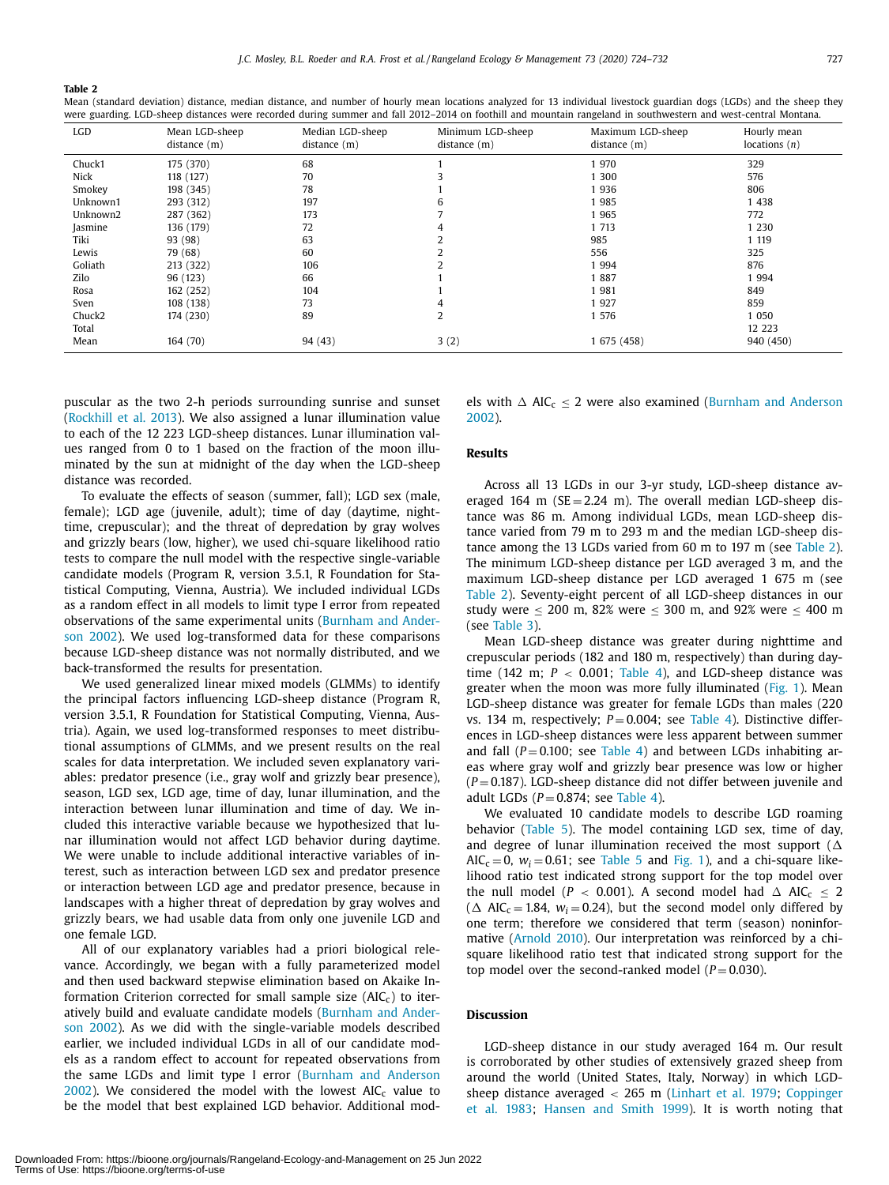**Table 2**
Mean (standard deviation) distance, median distance, and number of hourly mean locations analyzed for 13 individual livestock guardian dogs (LGDs) and the sheep they were guarding. LGD-sheep distances were recorded during summer and fall 2012–2014 on foothill and mountain rangeland in southwestern and west-central Montana.

| LGD | Mean LGD-sheep distance (m) | Median LGD-sheep distance (m) | Minimum LGD-sheep distance (m) | Maximum LGD-sheep distance (m) | Hourly mean locations (*n*) |
|---|---|---|---|---|---|
| Chuck1 | 175 (370) | 68 | 1 | 1 970 | 329 |
| Nick | 118 (127) | 70 | 3 | 1 300 | 576 |
| Smokey | 198 (345) | 78 | 1 | 1 936 | 806 |
| Unknown1 | 293 (312) | 197 | 6 | 1 985 | 1 438 |
| Unknown2 | 287 (362) | 173 | 7 | 1 965 | 772 |
| Jasmine | 136 (179) | 72 | 4 | 1 713 | 1 230 |
| Tiki | 93 (98) | 63 | 2 | 985 | 1 119 |
| Lewis | 79 (68) | 60 | 2 | 556 | 325 |
| Goliath | 213 (322) | 106 | 2 | 1 994 | 876 |
| Zilo | 96 (123) | 66 | 1 | 1 887 | 1 994 |
| Rosa | 162 (252) | 104 | 1 | 1 981 | 849 |
| Sven | 108 (138) | 73 | 4 | 1 927 | 859 |
| Chuck2 | 174 (230) | 89 | 2 | 1 576 | 1 050 |
| Total | | | | | 12 223 |
| Mean | 164 (70) | 94 (43) | 3 (2) | 1 675 (458) | 940 (450) |

puscular as the two 2-h periods surrounding sunrise and sunset (Rockhill et al. 2013). We also assigned a lunar illumination value to each of the 12 223 LGD-sheep distances. Lunar illumination values ranged from 0 to 1 based on the fraction of the moon illuminated by the sun at midnight of the day when the LGD-sheep distance was recorded.

To evaluate the effects of season (summer, fall); LGD sex (male, female); LGD age (juvenile, adult); time of day (daytime, nighttime, crepuscular); and the threat of depredation by gray wolves and grizzly bears (low, higher), we used chi-square likelihood ratio tests to compare the null model with the respective single-variable candidate models (Program R, version 3.5.1, R Foundation for Statistical Computing, Vienna, Austria). We included individual LGDs as a random effect in all models to limit type I error from repeated observations of the same experimental units (Burnham and Anderson 2002). We used log-transformed data for these comparisons because LGD-sheep distance was not normally distributed, and we back-transformed the results for presentation.

We used generalized linear mixed models (GLMMs) to identify the principal factors influencing LGD-sheep distance (Program R, version 3.5.1, R Foundation for Statistical Computing, Vienna, Austria). Again, we used log-transformed responses to meet distributional assumptions of GLMMs, and we present results on the real scales for data interpretation. We included seven explanatory variables: predator presence (i.e., gray wolf and grizzly bear presence), season, LGD sex, LGD age, time of day, lunar illumination, and the interaction between lunar illumination and time of day. We included this interactive variable because we hypothesized that lunar illumination would not affect LGD behavior during daytime. We were unable to include additional interactive variables of interest, such as interaction between LGD sex and predator presence or interaction between LGD age and predator presence, because in landscapes with a higher threat of depredation by gray wolves and grizzly bears, we had usable data from only one juvenile LGD and one female LGD.

All of our explanatory variables had a priori biological relevance. Accordingly, we began with a fully parameterized model and then used backward stepwise elimination based on Akaike Information Criterion corrected for small sample size ($AIC_c$) to iteratively build and evaluate candidate models (Burnham and Anderson 2002). As we did with the single-variable models described earlier, we included individual LGDs in all of our candidate models as a random effect to account for repeated observations from the same LGDs and limit type I error (Burnham and Anderson 2002). We considered the model with the lowest $AIC_c$ value to be the model that best explained LGD behavior. Additional models with $\Delta$ $AIC_c \leq 2$ were also examined (Burnham and Anderson 2002).

## Results

Across all 13 LGDs in our 3-yr study, LGD-sheep distance averaged 164 m (SE = 2.24 m). The overall median LGD-sheep distance was 86 m. Among individual LGDs, mean LGD-sheep distance varied from 79 m to 293 m and the median LGD-sheep distance among the 13 LGDs varied from 60 m to 197 m (see Table 2). The minimum LGD-sheep distance per LGD averaged 3 m, and the maximum LGD-sheep distance per LGD averaged 1 675 m (see Table 2). Seventy-eight percent of all LGD-sheep distances in our study were ≤ 200 m, 82% were ≤ 300 m, and 92% were ≤ 400 m (see Table 3).

Mean LGD-sheep distance was greater during nighttime and crepuscular periods (182 and 180 m, respectively) than during daytime (142 m; $P < 0.001$; Table 4), and LGD-sheep distance was greater when the moon was more fully illuminated (Fig. 1). Mean LGD-sheep distance was greater for female LGDs than males (220 vs. 134 m, respectively; $P = 0.004$; see Table 4). Distinctive differences in LGD-sheep distances were less apparent between summer and fall ($P = 0.100$; see Table 4) and between LGDs inhabiting areas where gray wolf and grizzly bear presence was low or higher ($P = 0.187$). LGD-sheep distance did not differ between juvenile and adult LGDs ($P = 0.874$; see Table 4).

We evaluated 10 candidate models to describe LGD roaming behavior (Table 5). The model containing LGD sex, time of day, and degree of lunar illumination received the most support ($\Delta$ $AIC_c = 0$, $w_i = 0.61$; see Table 5 and Fig. 1), and a chi-square likelihood ratio test indicated strong support for the top model over the null model ($P < 0.001$). A second model had $\Delta$ $AIC_c \leq 2$ ($\Delta$ $AIC_c = 1.84$, $w_i = 0.24$), but the second model only differed by one term; therefore we considered that term (season) noninformative (Arnold 2010). Our interpretation was reinforced by a chi-square likelihood ratio test that indicated strong support for the top model over the second-ranked model ($P = 0.030$).

## Discussion

LGD-sheep distance in our study averaged 164 m. Our result is corroborated by other studies of extensively grazed sheep from around the world (United States, Italy, Norway) in which LGD-sheep distance averaged < 265 m (Linhart et al. 1979; Coppinger et al. 1983; Hansen and Smith 1999). It is worth noting that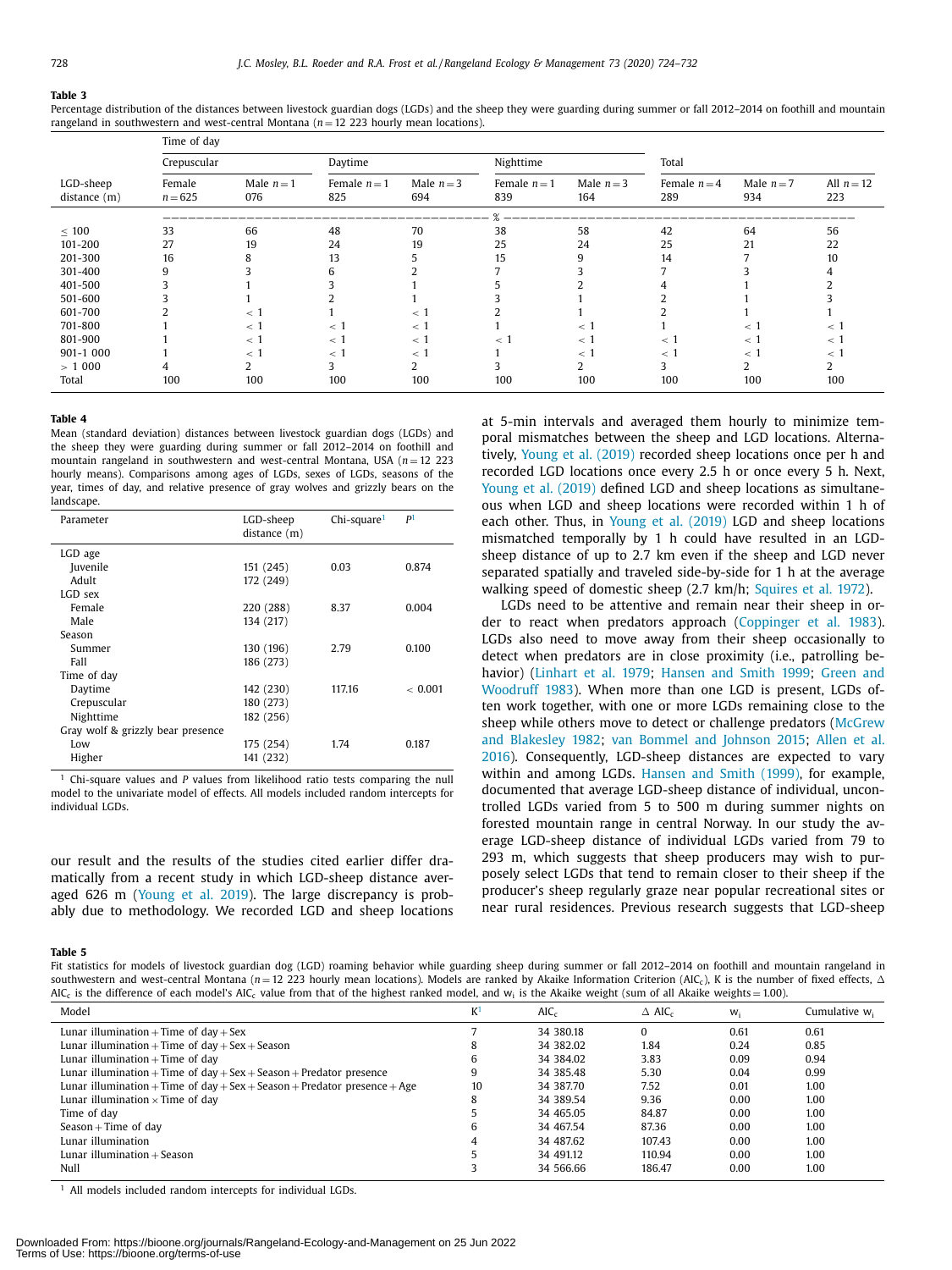**Table 3**

Percentage distribution of the distances between livestock guardian dogs (LGDs) and the sheep they were guarding during summer or fall 2012–2014 on foothill and mountain rangeland in southwestern and west-central Montana ($n = 12\ 223$ hourly mean locations).

| LGD-sheep distance (m) | Time of day | | | | | | Total | | |
|---|---|---|---|---|---|---|---|---|---|
| | Crepuscular | | Daytime | | Nighttime | | | | |
| | Female $n = 625$ | Male $n = 1\ 076$ | Female $n = 1\ 825$ | Male $n = 3\ 694$ | Female $n = 1\ 839$ | Male $n = 3\ 164$ | Female $n = 4\ 289$ | Male $n = 7\ 934$ | All $n = 12\ 223$ |
| | % | | | | | | | | |
| ≤ 100 | 33 | 66 | 48 | 70 | 38 | 58 | 42 | 64 | 56 |
| 101-200 | 27 | 19 | 24 | 19 | 25 | 24 | 25 | 21 | 22 |
| 201-300 | 16 | 8 | 13 | 5 | 15 | 9 | 14 | 7 | 10 |
| 301-400 | 9 | 3 | 6 | 2 | 7 | 3 | 7 | 3 | 4 |
| 401-500 | 3 | 1 | 3 | 1 | 5 | 2 | 4 | 1 | 2 |
| 501-600 | 3 | 1 | 2 | 1 | 3 | 1 | 2 | 1 | 3 |
| 601-700 | 2 | < 1 | 1 | < 1 | 2 | 1 | 2 | 1 | 1 |
| 701-800 | 1 | < 1 | < 1 | < 1 | 1 | < 1 | 1 | < 1 | < 1 |
| 801-900 | 1 | < 1 | < 1 | < 1 | < 1 | < 1 | < 1 | < 1 | < 1 |
| 901-1 000 | 1 | < 1 | < 1 | < 1 | 1 | < 1 | < 1 | < 1 | < 1 |
| > 1 000 | 4 | 2 | 3 | 2 | 3 | 2 | 3 | 2 | 2 |
| Total | 100 | 100 | 100 | 100 | 100 | 100 | 100 | 100 | 100 |

**Table 4**

Mean (standard deviation) distances between livestock guardian dogs (LGDs) and the sheep they were guarding during summer or fall 2012–2014 on foothill and mountain rangeland in southwestern and west-central Montana, USA ($n = 12\ 223$ hourly means). Comparisons among ages of LGDs, sexes of LGDs, seasons of the year, times of day, and relative presence of gray wolves and grizzly bears on the landscape.

| Parameter | LGD-sheep distance (m) | Chi-square[1] | $P$[1] |
|---|---|---|---|
| LGD age | | | |
| Juvenile | 151 (245) | 0.03 | 0.874 |
| Adult | 172 (249) | | |
| LGD sex | | | |
| Female | 220 (288) | 8.37 | 0.004 |
| Male | 134 (217) | | |
| Season | | | |
| Summer | 130 (196) | 2.79 | 0.100 |
| Fall | 186 (273) | | |
| Time of day | | | |
| Daytime | 142 (230) | 117.16 | < 0.001 |
| Crepuscular | 180 (273) | | |
| Nighttime | 182 (256) | | |
| Gray wolf & grizzly bear presence | | | |
| Low | 175 (254) | 1.74 | 0.187 |
| Higher | 141 (232) | | |

[1] Chi-square values and $P$ values from likelihood ratio tests comparing the null model to the univariate model of effects. All models included random intercepts for individual LGDs.

our result and the results of the studies cited earlier differ dramatically from a recent study in which LGD-sheep distance averaged 626 m (Young et al. 2019). The large discrepancy is probably due to methodology. We recorded LGD and sheep locations at 5-min intervals and averaged them hourly to minimize temporal mismatches between the sheep and LGD locations. Alternatively, Young et al. (2019) recorded sheep locations once per h and recorded LGD locations once every 2.5 h or once every 5 h. Next, Young et al. (2019) defined LGD and sheep locations as simultaneous when LGD and sheep locations were recorded within 1 h of each other. Thus, in Young et al. (2019) LGD and sheep locations mismatched temporally by 1 h could have resulted in an LGD-sheep distance of up to 2.7 km even if the sheep and LGD never separated spatially and traveled side-by-side for 1 h at the average walking speed of domestic sheep (2.7 km/h; Squires et al. 1972).

LGDs need to be attentive and remain near their sheep in order to react when predators approach (Coppinger et al. 1983). LGDs also need to move away from their sheep occasionally to detect when predators are in close proximity (i.e., patrolling behavior) (Linhart et al. 1979; Hansen and Smith 1999; Green and Woodruff 1983). When more than one LGD is present, LGDs often work together, with one or more LGDs remaining close to the sheep while others move to detect or challenge predators (McGrew and Blakesley 1982; van Bommel and Johnson 2015; Allen et al. 2016). Consequently, LGD-sheep distances are expected to vary within and among LGDs. Hansen and Smith (1999), for example, documented that average LGD-sheep distance of individual, uncontrolled LGDs varied from 5 to 500 m during summer nights on forested mountain range in central Norway. In our study the average LGD-sheep distance of individual LGDs varied from 79 to 293 m, which suggests that sheep producers may wish to purposely select LGDs that tend to remain closer to their sheep if the producer's sheep regularly graze near popular recreational sites or near rural residences. Previous research suggests that LGD-sheep

**Table 5**

Fit statistics for models of livestock guardian dog (LGD) roaming behavior while guarding sheep during summer or fall 2012–2014 on foothill and mountain rangeland in southwestern and west-central Montana ($n = 12\ 223$ hourly mean locations). Models are ranked by Akaike Information Criterion ($AIC_c$), K is the number of fixed effects, $\Delta\ AIC_c$ is the difference of each model's $AIC_c$ value from that of the highest ranked model, and $w_i$ is the Akaike weight (sum of all Akaike weights = 1.00).

| Model | K[1] | $AIC_c$ | $\Delta\ AIC_c$ | $w_i$ | Cumulative $w_i$ |
|---|---|---|---|---|---|
| Lunar illumination + Time of day + Sex | 7 | 34 380.18 | 0 | 0.61 | 0.61 |
| Lunar illumination + Time of day + Sex + Season | 8 | 34 382.02 | 1.84 | 0.24 | 0.85 |
| Lunar illumination + Time of day | 6 | 34 384.02 | 3.83 | 0.09 | 0.94 |
| Lunar illumination + Time of day + Sex + Season + Predator presence | 9 | 34 385.48 | 5.30 | 0.04 | 0.99 |
| Lunar illumination + Time of day + Sex + Season + Predator presence + Age | 10 | 34 387.70 | 7.52 | 0.01 | 1.00 |
| Lunar illumination × Time of day | 8 | 34 389.54 | 9.36 | 0.00 | 1.00 |
| Time of day | 5 | 34 465.05 | 84.87 | 0.00 | 1.00 |
| Season + Time of day | 6 | 34 467.54 | 87.36 | 0.00 | 1.00 |
| Lunar illumination | 4 | 34 487.62 | 107.43 | 0.00 | 1.00 |
| Lunar illumination + Season | 5 | 34 491.12 | 110.94 | 0.00 | 1.00 |
| Null | 3 | 34 566.66 | 186.47 | 0.00 | 1.00 |

[1] All models included random intercepts for individual LGDs.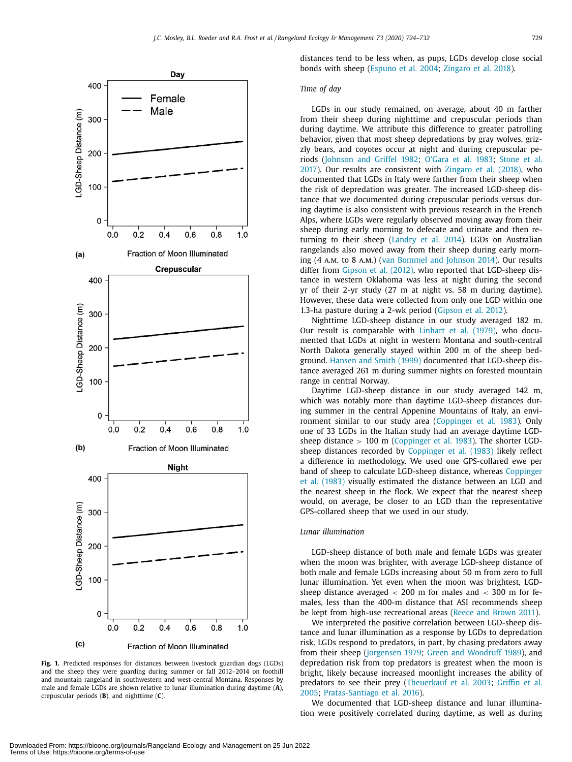Day

400
300
200
100
0

LGD-Sheep Distance (m)

Female
Male

0.0 0.2 0.4 0.6 0.8 1.0

(a) Fraction of Moon Illuminated

Crepuscular

400
300
200
100
0

LGD-Sheep Distance (m)

0.0 0.2 0.4 0.6 0.8 1.0

(b) Fraction of Moon Illuminated

Night

400
300
200
100
0

LGD-Sheep Distance (m)

0.0 0.2 0.4 0.6 0.8 1.0

(c) Fraction of Moon Illuminated

**Fig. 1.** Predicted responses for distances between livestock guardian dogs (LGDs) and the sheep they were guarding during summer or fall 2012–2014 on foothill and mountain rangeland in southwestern and west-central Montana. Responses by male and female LGDs are shown relative to lunar illumination during daytime (**A**), crepuscular periods (**B**), and nighttime (**C**).

distances tend to be less when, as pups, LGDs develop close social bonds with sheep (Espuno et al. 2004; Zingaro et al. 2018).

*Time of day*

LGDs in our study remained, on average, about 40 m farther from their sheep during nighttime and crepuscular periods than during daytime. We attribute this difference to greater patrolling behavior, given that most sheep depredations by gray wolves, grizzly bears, and coyotes occur at night and during crepuscular periods (Johnson and Griffel 1982; O'Gara et al. 1983; Stone et al. 2017). Our results are consistent with Zingaro et al. (2018), who documented that LGDs in Italy were farther from their sheep when the risk of depredation was greater. The increased LGD-sheep distance that we documented during crepuscular periods versus during daytime is also consistent with previous research in the French Alps, where LGDs were regularly observed moving away from their sheep during early morning to defecate and urinate and then returning to their sheep (Landry et al. 2014). LGDs on Australian rangelands also moved away from their sheep during early morning (4 A.M. to 8 A.M.) (van Bommel and Johnson 2014). Our results differ from Gipson et al. (2012), who reported that LGD-sheep distance in western Oklahoma was less at night during the second yr of their 2-yr study (27 m at night vs. 58 m during daytime). However, these data were collected from only one LGD within one 1.3-ha pasture during a 2-wk period (Gipson et al. 2012).

Nighttime LGD-sheep distance in our study averaged 182 m. Our result is comparable with Linhart et al. (1979), who documented that LGDs at night in western Montana and south-central North Dakota generally stayed within 200 m of the sheep bedground. Hansen and Smith (1999) documented that LGD-sheep distance averaged 261 m during summer nights on forested mountain range in central Norway.

Daytime LGD-sheep distance in our study averaged 142 m, which was notably more than daytime LGD-sheep distances during summer in the central Appenine Mountains of Italy, an environment similar to our study area (Coppinger et al. 1983). Only one of 33 LGDs in the Italian study had an average daytime LGD-sheep distance > 100 m (Coppinger et al. 1983). The shorter LGD-sheep distances recorded by Coppinger et al. (1983) likely reflect a difference in methodology. We used one GPS-collared ewe per band of sheep to calculate LGD-sheep distance, whereas Coppinger et al. (1983) visually estimated the distance between an LGD and the nearest sheep in the flock. We expect that the nearest sheep would, on average, be closer to an LGD than the representative GPS-collared sheep that we used in our study.

*Lunar illumination*

LGD-sheep distance of both male and female LGDs was greater when the moon was brighter, with average LGD-sheep distance of both male and female LGDs increasing about 50 m from zero to full lunar illumination. Yet even when the moon was brightest, LGD-sheep distance averaged < 200 m for males and < 300 m for females, less than the 400-m distance that ASI recommends sheep be kept from high-use recreational areas (Reece and Brown 2011).

We interpreted the positive correlation between LGD-sheep distance and lunar illumination as a response by LGDs to depredation risk. LGDs respond to predators, in part, by chasing predators away from their sheep (Jorgensen 1979; Green and Woodruff 1989), and depredation risk from top predators is greatest when the moon is bright, likely because increased moonlight increases the ability of predators to see their prey (Theuerkauf et al. 2003; Griffin et al. 2005; Pratas-Santiago et al. 2016).

We documented that LGD-sheep distance and lunar illumination were positively correlated during daytime, as well as during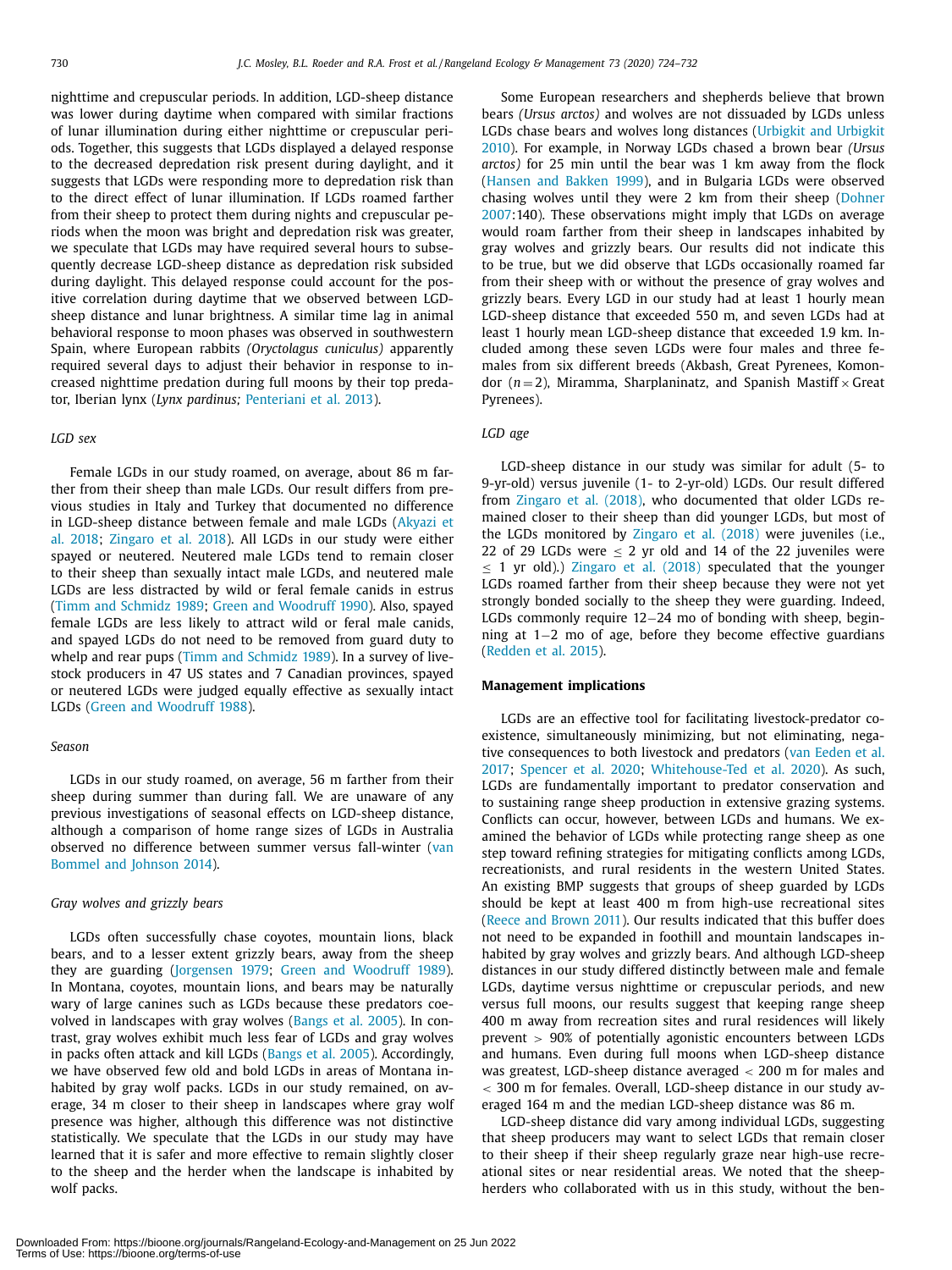nighttime and crepuscular periods. In addition, LGD-sheep distance was lower during daytime when compared with similar fractions of lunar illumination during either nighttime or crepuscular periods. Together, this suggests that LGDs displayed a delayed response to the decreased depredation risk present during daylight, and it suggests that LGDs were responding more to depredation risk than to the direct effect of lunar illumination. If LGDs roamed farther from their sheep to protect them during nights and crepuscular periods when the moon was bright and depredation risk was greater, we speculate that LGDs may have required several hours to subsequently decrease LGD-sheep distance as depredation risk subsided during daylight. This delayed response could account for the positive correlation during daytime that we observed between LGD-sheep distance and lunar brightness. A similar time lag in animal behavioral response to moon phases was observed in southwestern Spain, where European rabbits *(Oryctolagus cuniculus)* apparently required several days to adjust their behavior in response to increased nighttime predation during full moons by their top predator, Iberian lynx (*Lynx pardinus;* Penteriani et al. 2013).

### LGD sex

Female LGDs in our study roamed, on average, about 86 m farther from their sheep than male LGDs. Our result differs from previous studies in Italy and Turkey that documented no difference in LGD-sheep distance between female and male LGDs (Akyazi et al. 2018; Zingaro et al. 2018). All LGDs in our study were either spayed or neutered. Neutered male LGDs tend to remain closer to their sheep than sexually intact male LGDs, and neutered male LGDs are less distracted by wild or feral female canids in estrus (Timm and Schmidz 1989; Green and Woodruff 1990). Also, spayed female LGDs are less likely to attract wild or feral male canids, and spayed LGDs do not need to be removed from guard duty to whelp and rear pups (Timm and Schmidz 1989). In a survey of livestock producers in 47 US states and 7 Canadian provinces, spayed or neutered LGDs were judged equally effective as sexually intact LGDs (Green and Woodruff 1988).

### Season

LGDs in our study roamed, on average, 56 m farther from their sheep during summer than during fall. We are unaware of any previous investigations of seasonal effects on LGD-sheep distance, although a comparison of home range sizes of LGDs in Australia observed no difference between summer versus fall-winter (van Bommel and Johnson 2014).

### Gray wolves and grizzly bears

LGDs often successfully chase coyotes, mountain lions, black bears, and to a lesser extent grizzly bears, away from the sheep they are guarding (Jorgensen 1979; Green and Woodruff 1989). In Montana, coyotes, mountain lions, and bears may be naturally wary of large canines such as LGDs because these predators coevolved in landscapes with gray wolves (Bangs et al. 2005). In contrast, gray wolves exhibit much less fear of LGDs and gray wolves in packs often attack and kill LGDs (Bangs et al. 2005). Accordingly, we have observed few old and bold LGDs in areas of Montana inhabited by gray wolf packs. LGDs in our study remained, on average, 34 m closer to their sheep in landscapes where gray wolf presence was higher, although this difference was not distinctive statistically. We speculate that the LGDs in our study may have learned that it is safer and more effective to remain slightly closer to the sheep and the herder when the landscape is inhabited by wolf packs.

Some European researchers and shepherds believe that brown bears *(Ursus arctos)* and wolves are not dissuaded by LGDs unless LGDs chase bears and wolves long distances (Urbigkit and Urbigkit 2010). For example, in Norway LGDs chased a brown bear *(Ursus arctos)* for 25 min until the bear was 1 km away from the flock (Hansen and Bakken 1999), and in Bulgaria LGDs were observed chasing wolves until they were 2 km from their sheep (Dohner 2007:140). These observations might imply that LGDs on average would roam farther from their sheep in landscapes inhabited by gray wolves and grizzly bears. Our results did not indicate this to be true, but we did observe that LGDs occasionally roamed far from their sheep with or without the presence of gray wolves and grizzly bears. Every LGD in our study had at least 1 hourly mean LGD-sheep distance that exceeded 550 m, and seven LGDs had at least 1 hourly mean LGD-sheep distance that exceeded 1.9 km. Included among these seven LGDs were four males and three females from six different breeds (Akbash, Great Pyrenees, Komondor ($n = 2$), Miramma, Sharplaninatz, and Spanish Mastiff × Great Pyrenees).

### LGD age

LGD-sheep distance in our study was similar for adult (5- to 9-yr-old) versus juvenile (1- to 2-yr-old) LGDs. Our result differed from Zingaro et al. (2018), who documented that older LGDs remained closer to their sheep than did younger LGDs, but most of the LGDs monitored by Zingaro et al. (2018) were juveniles (i.e., 22 of 29 LGDs were $\leq$ 2 yr old and 14 of the 22 juveniles were $\leq$ 1 yr old).) Zingaro et al. (2018) speculated that the younger LGDs roamed farther from their sheep because they were not yet strongly bonded socially to the sheep they were guarding. Indeed, LGDs commonly require 12−24 mo of bonding with sheep, beginning at 1−2 mo of age, before they become effective guardians (Redden et al. 2015).

## Management implications

LGDs are an effective tool for facilitating livestock-predator coexistence, simultaneously minimizing, but not eliminating, negative consequences to both livestock and predators (van Eeden et al. 2017; Spencer et al. 2020; Whitehouse-Ted et al. 2020). As such, LGDs are fundamentally important to predator conservation and to sustaining range sheep production in extensive grazing systems. Conflicts can occur, however, between LGDs and humans. We examined the behavior of LGDs while protecting range sheep as one step toward refining strategies for mitigating conflicts among LGDs, recreationists, and rural residents in the western United States. An existing BMP suggests that groups of sheep guarded by LGDs should be kept at least 400 m from high-use recreational sites (Reece and Brown 2011). Our results indicated that this buffer does not need to be expanded in foothill and mountain landscapes inhabited by gray wolves and grizzly bears. And although LGD-sheep distances in our study differed distinctly between male and female LGDs, daytime versus nighttime or crepuscular periods, and new versus full moons, our results suggest that keeping range sheep 400 m away from recreation sites and rural residences will likely prevent > 90% of potentially agonistic encounters between LGDs and humans. Even during full moons when LGD-sheep distance was greatest, LGD-sheep distance averaged < 200 m for males and < 300 m for females. Overall, LGD-sheep distance in our study averaged 164 m and the median LGD-sheep distance was 86 m.

LGD-sheep distance did vary among individual LGDs, suggesting that sheep producers may want to select LGDs that remain closer to their sheep if their sheep regularly graze near high-use recreational sites or near residential areas. We noted that the sheepherders who collaborated with us in this study, without the ben-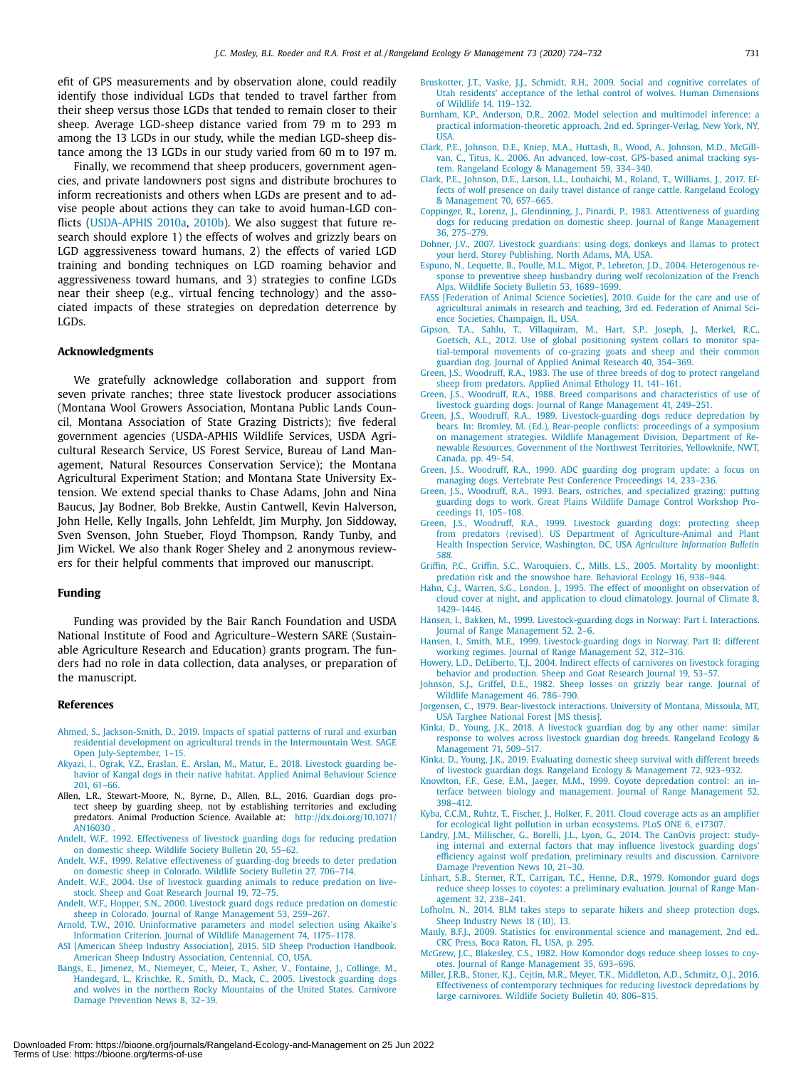efit of GPS measurements and by observation alone, could readily identify those individual LGDs that tended to travel farther from their sheep versus those LGDs that tended to remain closer to their sheep. Average LGD-sheep distance varied from 79 m to 293 m among the 13 LGDs in our study, while the median LGD-sheep distance among the 13 LGDs in our study varied from 60 m to 197 m.

Finally, we recommend that sheep producers, government agencies, and private landowners post signs and distribute brochures to inform recreationists and others when LGDs are present and to advise people about actions they can take to avoid human-LGD conflicts (USDA-APHIS 2010a, 2010b). We also suggest that future research should explore 1) the effects of wolves and grizzly bears on LGD aggressiveness toward humans, 2) the effects of varied LGD training and bonding techniques on LGD roaming behavior and aggressiveness toward humans, and 3) strategies to confine LGDs near their sheep (e.g., virtual fencing technology) and the associated impacts of these strategies on depredation deterrence by LGDs.

## Acknowledgments

We gratefully acknowledge collaboration and support from seven private ranches; three state livestock producer associations (Montana Wool Growers Association, Montana Public Lands Council, Montana Association of State Grazing Districts); five federal government agencies (USDA-APHIS Wildlife Services, USDA Agricultural Research Service, US Forest Service, Bureau of Land Management, Natural Resources Conservation Service); the Montana Agricultural Experiment Station; and Montana State University Extension. We extend special thanks to Chase Adams, John and Nina Baucus, Jay Bodner, Bob Brekke, Austin Cantwell, Kevin Halverson, John Helle, Kelly Ingalls, John Lehfeldt, Jim Murphy, Jon Siddoway, Sven Svenson, John Stueber, Floyd Thompson, Randy Tunby, and Jim Wickel. We also thank Roger Sheley and 2 anonymous reviewers for their helpful comments that improved our manuscript.

## Funding

Funding was provided by the Bair Ranch Foundation and USDA National Institute of Food and Agriculture–Western SARE (Sustainable Agriculture Research and Education) grants program. The funders had no role in data collection, data analyses, or preparation of the manuscript.

## References

Ahmed, S., Jackson-Smith, D., 2019. Impacts of spatial patterns of rural and exurban residential development on agricultural trends in the Intermountain West. SAGE Open July-September, 1–15.

Akyazi, I., Ograk, Y.Z., Eraslan, E., Arslan, M., Matur, E., 2018. Livestock guarding behavior of Kangal dogs in their native habitat. Applied Animal Behaviour Science 201, 61–66.

Allen, L.R., Stewart-Moore, N., Byrne, D., Allen, B.L., 2016. Guardian dogs protect sheep by guarding sheep, not by establishing territories and excluding predators. Animal Production Science. Available at: http://dx.doi.org/10.1071/AN16030 .

Andelt, W.F., 1992. Effectiveness of livestock guarding dogs for reducing predation on domestic sheep. Wildlife Society Bulletin 20, 55–62.

Andelt, W.F., 1999. Relative effectiveness of guarding-dog breeds to deter predation on domestic sheep in Colorado. Wildlife Society Bulletin 27, 706–714.

Andelt, W.F., 2004. Use of livestock guarding animals to reduce predation on livestock. Sheep and Goat Research Journal 19, 72–75.

Andelt, W.F., Hopper, S.N., 2000. Livestock guard dogs reduce predation on domestic sheep in Colorado. Journal of Range Management 53, 259–267.

Arnold, T.W., 2010. Uninformative parameters and model selection using Akaike's Information Criterion. Journal of Wildlife Management 74, 1175–1178.

ASI [American Sheep Industry Association], 2015. SID Sheep Production Handbook. American Sheep Industry Association, Centennial, CO, USA.

Bangs, E., Jimenez, M., Niemeyer, C., Meier, T., Asher, V., Fontaine, J., Collinge, M., Handegard, L., Krischke, R., Smith, D., Mack, C., 2005. Livestock guarding dogs and wolves in the northern Rocky Mountains of the United States. Carnivore Damage Prevention News 8, 32–39.

Bruskotter, J.T., Vaske, J.J., Schmidt, R.H., 2009. Social and cognitive correlates of Utah residents' acceptance of the lethal control of wolves. Human Dimensions of Wildlife 14, 119–132.

Burnham, K.P., Anderson, D.R., 2002. Model selection and multimodel inference: a practical information-theoretic approach, 2nd ed. Springer-Verlag, New York, NY, USA.

Clark, P.E., Johnson, D.E., Kniep, M.A., Huttash, B., Wood, A., Johnson, M.D., McGillivan, C., Titus, K., 2006. An advanced, low-cost, GPS-based animal tracking system. Rangeland Ecology & Management 59, 334–340.

Clark, P.E., Johnson, D.E., Larson, L.L., Louhaichi, M., Roland, T., Williams, J., 2017. Effects of wolf presence on daily travel distance of range cattle. Rangeland Ecology & Management 70, 657–665.

Coppinger, R., Lorenz, J., Glendinning, J., Pinardi, P., 1983. Attentiveness of guarding dogs for reducing predation on domestic sheep. Journal of Range Management 36, 275–279.

Dohner, J.V., 2007. Livestock guardians: using dogs, donkeys and llamas to protect your herd. Storey Publishing, North Adams, MA, USA.

Espuno, N., Lequette, B., Poulle, M.L., Migot, P., Lebreton, J.D., 2004. Heterogenous response to preventive sheep husbandry during wolf recolonization of the French Alps. Wildlife Society Bulletin 53, 1689–1699.

FASS [Federation of Animal Science Societies], 2010. Guide for the care and use of agricultural animals in research and teaching, 3rd ed. Federation of Animal Science Societies, Champaign, IL, USA.

Gipson, T.A., Sahlu, T., Villaquiram, M., Hart, S.P., Joseph, J., Merkel, R.C., Goetsch, A.L., 2012. Use of global positioning system collars to monitor spatial-temporal movements of co-grazing goats and sheep and their common guardian dog. Journal of Applied Animal Research 40, 354–369.

Green, J.S., Woodruff, R.A., 1983. The use of three breeds of dog to protect rangeland sheep from predators. Applied Animal Ethology 11, 141–161.

Green, J.S., Woodruff, R.A., 1988. Breed comparisons and characteristics of use of livestock guarding dogs. Journal of Range Management 41, 249–251.

Green, J.S., Woodruff, R.A., 1989. Livestock-guarding dogs reduce depredation by bears. In: Bromley, M. (Ed.), Bear-people conflicts: proceedings of a symposium on management strategies. Wildlife Management Division, Department of Renewable Resources, Government of the Northwest Territories, Yellowknife, NWT, Canada, pp. 49–54.

Green, J.S., Woodruff, R.A., 1990. ADC guarding dog program update: a focus on managing dogs. Vertebrate Pest Conference Proceedings 14, 233–236.

Green, J.S., Woodruff, R.A., 1993. Bears, ostriches, and specialized grazing: putting guarding dogs to work. Great Plains Wildlife Damage Control Workshop Proceedings 11, 105–108.

Green, J.S., Woodruff, R.A., 1999. Livestock guarding dogs: protecting sheep from predators (revised). US Department of Agriculture-Animal and Plant Health Inspection Service, Washington, DC, USA *Agriculture Information Bulletin 588*.

Griffin, P.C., Griffin, S.C., Waroquiers, C., Mills, L.S., 2005. Mortality by moonlight: predation risk and the snowshoe hare. Behavioral Ecology 16, 938–944.

Hahn, C.J., Warren, S.G., London, J., 1995. The effect of moonlight on observation of cloud cover at night, and application to cloud climatology. Journal of Climate 8, 1429–1446.

Hansen, I., Bakken, M., 1999. Livestock-guarding dogs in Norway: Part I. Interactions. Journal of Range Management 52, 2–6.

Hansen, I., Smith, M.E., 1999. Livestock-guarding dogs in Norway. Part II: different working regimes. Journal of Range Management 52, 312–316.

Howery, L.D., DeLiberto, T.J., 2004. Indirect effects of carnivores on livestock foraging behavior and production. Sheep and Goat Research Journal 19, 53–57.

Johnson, S.J., Griffel, D.E., 1982. Sheep losses on grizzly bear range. Journal of Wildlife Management 46, 786–790.

Jorgensen, C., 1979. Bear-livestock interactions. University of Montana, Missoula, MT, USA Targhee National Forest [MS thesis].

Kinka, D., Young, J.K., 2018. A livestock guardian dog by any other name: similar response to wolves across livestock guardian dog breeds. Rangeland Ecology & Management 71, 509–517.

Kinka, D., Young, J.K., 2019. Evaluating domestic sheep survival with different breeds of livestock guardian dogs. Rangeland Ecology & Management 72, 923–932.

Knowlton, F.F., Gese, E.M., Jaeger, M.M., 1999. Coyote depredation control: an interface between biology and management. Journal of Range Management 52, 398–412.

Kyba, C.C.M., Ruhtz, T., Fischer, J., Holker, F., 2011. Cloud coverage acts as an amplifier for ecological light pollution in urban ecosystems. PLoS ONE 6, e17307.

Landry, J.M., Millischer, G., Borelli, J.L., Lyon, G., 2014. The CanOvis project: studying internal and external factors that may influence livestock guarding dogs' efficiency against wolf predation, preliminary results and discussion. Carnivore Damage Prevention News 10, 21–30.

Linhart, S.B., Sterner, R.T., Carrigan, T.C., Henne, D.R., 1979. Komondor guard dogs reduce sheep losses to coyotes: a preliminary evaluation. Journal of Range Management 32, 238–241.

Lofholm, N., 2014. BLM takes steps to separate hikers and sheep protection dogs. Sheep Industry News 18 (10), 13.

Manly, B.F.J., 2009. Statistics for environmental science and management, 2nd ed.. CRC Press, Boca Raton, FL, USA, p. 295.

McGrew, J.C., Blakesley, C.S., 1982. How Komondor dogs reduce sheep losses to coyotes. Journal of Range Management 35, 693–696.

Miller, J.R.B., Stoner, K.J., Cejtin, M.R., Meyer, T.K., Middleton, A.D., Schmitz, O.J., 2016. Effectiveness of contemporary techniques for reducing livestock depredations by large carnivores. Wildlife Society Bulletin 40, 806–815.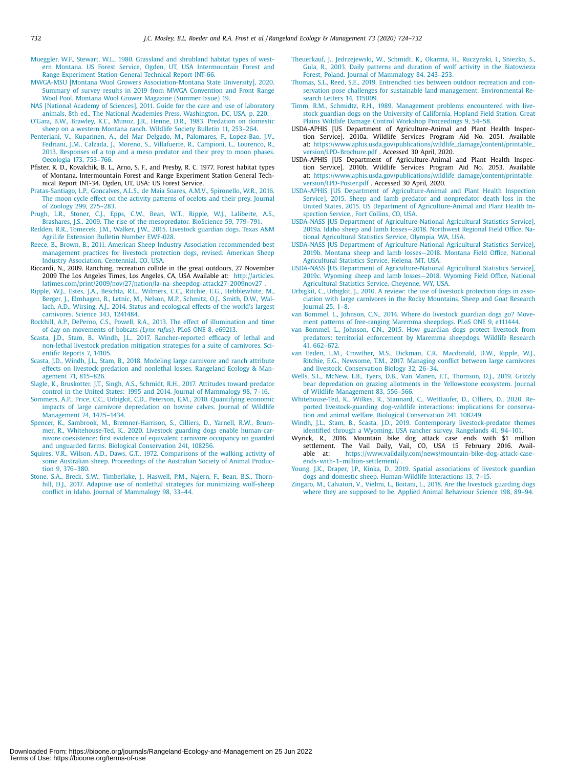Mueggler, W.F., Stewart, W.L., 1980. Grassland and shrubland habitat types of western Montana. US Forest Service, Ogden, UT, USA Intermountain Forest and Range Experiment Station General Technical Report INT-66.

MWGA-MSU [Montana Wool Growers Association-Montana State University], 2020. Summary of survey results in 2019 from MWGA Convention and Front Range Wool Pool. Montana Wool Grower Magazine (Summer Issue) 19.

NAS [National Academy of Sciences], 2011. Guide for the care and use of laboratory animals, 8th ed.. The National Academies Press, Washington, DC, USA, p. 220.

O'Gara, B.W., Brawley, K.C., Munoz, J.R., Henne, D.R., 1983. Predation on domestic sheep on a western Montana ranch. Wildlife Society Bulletin 11, 253–264.

Penteriani, V., Kuparinen, A., del Mar Delgado, M., Palomares, F., Lopez-Bao, J.V., Fedriani, J.M., Calzada, J., Moreno, S., Villafuerte, R., Campioni, L., Lourenco, R., 2013. Responses of a top and a meso predator and their prey to moon phases. Oecologia 173, 753–766.

Pfister, R. D., Kovalchik, B. L., Arno, S. F., and Presby, R. C. 1977. Forest habitat types of Montana. Intermountain Forest and Range Experiment Station General Technical Report INT-34. Ogden, UT, USA: US Forest Service.

Pratas-Santiago, L.P., Goncalves, A.L.S., de Maia Soares, A.M.V., Spironello, W.R., 2016. The moon cycle effect on the activity patterns of ocelots and their prey. Journal of Zoology 299, 275–283.

Prugh, L.R., Stoner, C.J., Epps, C.W., Bean, W.T., Ripple, W.J., Laliberte, A.S., Brashares, J.S., 2009. The rise of the mesopredator. BioScience 59, 779–791.

Redden, R.R., Tomecek, J.M., Walker, J.W., 2015. Livestock guardian dogs. Texas A&M AgriLife Extension Bulletin Number EWF-028.

Reece, B., Brown, B., 2011. American Sheep Industry Association recommended best management practices for livestock protection dogs, revised. American Sheep Industry Association, Centennial, CO, USA.

Riccardi, N., 2009. Ranching, recreation collide in the great outdoors, 27 November 2009 The Los Angeles Times, Los Angeles, CA, USA Available at: http://articles.latimes.com/print/2009/nov/27/nation/la-na-sheepdog-attack27-2009nov27 .

Ripple, W.J., Estes, J.A., Beschta, R.L., Wilmers, C.C., Ritchie, E.G., Hebblewhite, M., Berger, J., Elmhagen, B., Letnic, M., Nelson, M.P., Schmitz, O.J., Smith, D.W., Wallach, A.D., Wirsing, A.J., 2014. Status and ecological effects of the world's largest carnivores. Science 343, 1241484.

Rockhill, A.P., DePerno, C.S., Powell, R.A., 2013. The effect of illumination and time of day on movements of bobcats *(Lynx rufus)*. PLoS ONE 8, e69213.

Scasta, J.D., Stam, B., Windh, J.L., 2017. Rancher-reported efficacy of lethal and non-lethal livestock predation mitigation strategies for a suite of carnivores. Scientific Reports 7, 14105.

Scasta, J.D., Windh, J.L., Stam, B., 2018. Modeling large carnivore and ranch attribute effects on livestock predation and nonlethal losses. Rangeland Ecology & Management 71, 815–826.

Slagle, K., Bruskotter, J.T., Singh, A.S., Schmidt, R.H., 2017. Attitudes toward predator control in the United States: 1995 and 2014. Journal of Mammalogy 98, 7–16.

Sommers, A.P., Price, C.C., Urbigkit, C.D., Peterson, E.M., 2010. Quantifying economic impacts of large carnivore depredation on bovine calves. Journal of Wildlife Management 74, 1425–1434.

Spencer, K., Sambrook, M., Bremner-Harrison, S., Cilliers, D., Yarnell, R.W., Brummer, R., Whitehouse-Ted, K., 2020. Livestock guarding dogs enable human-carnivore coexistence: first evidence of equivalent carnivore occupancy on guarded and unguarded farms. Biological Conservation 241, 108256.

Squires, V.R., Wilson, A.D., Daws, G.T., 1972. Comparisons of the walking activity of some Australian sheep. Proceedings of the Australian Society of Animal Production 9, 376–380.

Stone, S.A., Breck, S.W., Timberlake, J., Haswell, P.M., Najern, F., Bean, B.S., Thornhill, D.J., 2017. Adaptive use of nonlethal strategies for minimizing wolf-sheep conflict in Idaho. Journal of Mammalogy 98, 33–44.

Theuerkauf, J., Jedrzejewski, W., Schmidt, K., Okarma, H., Ruczynski, I., Sniezko, S., Gula, R., 2003. Daily patterns and duration of wolf activity in the Biatowieza Forest, Poland. Journal of Mammalogy 84, 243–253.

Thomas, S.L., Reed, S.E., 2019. Entrenched ties between outdoor recreation and conservation pose challenges for sustainable land management. Environmental Research Letters 14, 115009.

Timm, R.M., Schmidtz, R.H., 1989. Management problems encountered with livestock guardian dogs on the University of California, Hopland Field Station. Great Plains Wildlife Damage Control Workshop Proceedings 9, 54–58.

USDA-APHIS [US Department of Agriculture-Animal and Plant Health Inspection Service]. 2010a. Wildlife Services Program Aid No. 2051. Available at: https://www.aphis.usda.gov/publications/wildlife_damage/content/printable_version/LPD-Brochure.pdf . Accessed 30 April, 2020.

USDA-APHIS [US Department of Agriculture-Animal and Plant Health Inspection Service]. 2010b. Wildlife Services Program Aid No. 2053. Available at: https://www.aphis.usda.gov/publications/wildlife_damage/content/printable_version/LPD-Poster.pdf . Accessed 30 April, 2020.

USDA-APHIS [US Department of Agriculture-Animal and Plant Health Inspection Service], 2015. Sheep and lamb predator and nonpredator death loss in the United States, 2015. US Department of Agriculture-Animal and Plant Health Inspection Service., Fort Collins, CO, USA.

USDA-NASS [US Department of Agriculture-National Agricultural Statistics Service], 2019a. Idaho sheep and lamb losses—2018. Northwest Regional Field Office, National Agricultural Statistics Service, Olympia, WA, USA.

USDA-NASS [US Department of Agriculture-National Agricultural Statistics Service], 2019b. Montana sheep and lamb losses—2018. Montana Field Office, National Agricultural Statistics Service, Helena, MT, USA.

USDA-NASS [US Department of Agriculture-National Agricultural Statistics Service], 2019c. Wyoming sheep and lamb losses—2018. Wyoming Field Office, National Agricultural Statistics Service, Cheyenne, WY, USA.

Urbigkit, C., Urbigkit, J., 2010. A review: the use of livestock protection dogs in association with large carnivores in the Rocky Mountains. Sheep and Goat Research Journal 25, 1–8.

van Bommel, L., Johnson, C.N., 2014. Where do livestock guardian dogs go? Movement patterns of free-ranging Maremma sheepdogs. PLoS ONE 9, e111444.

van Bommel, L., Johnson, C.N., 2015. How guardian dogs protect livestock from predators: territorial enforcement by Maremma sheepdogs. Wildlife Research 41, 662–672.

van Eeden, L.M., Crowther, M.S., Dickman, C.R., Macdonald, D.W., Ripple, W.J., Ritchie, E.G., Newsome, T.M., 2017. Managing conflict between large carnivores and livestock. Conservation Biology 32, 26–34.

Wells, S.L., McNew, L.B., Tyers, D.B., Van Manen, F.T., Thomson, D.J., 2019. Grizzly bear depredation on grazing allotments in the Yellowstone ecosystem. Journal of Wildlife Management 83, 556–566.

Whitehouse-Ted, K., Wilkes, R., Stannard, C., Wettlaufer, D., Cilliers, D., 2020. Reported livestock-guarding dog-wildlife interactions: implications for conservation and animal welfare. Biological Conservation 241, 108249.

Windh, J.L., Stam, B., Scasta, J.D., 2019. Contemporary livestock-predator themes identified through a Wyoming, USA rancher survey. Rangelands 41, 94–101.

Wyrick, R., 2016. Mountain bike dog attack case ends with $1 million settlement. The Vail Daily, Vail, CO, USA 15 February 2016. Available at: https://www.vaildaily.com/news/mountain-bike-dog-attack-case-ends-with-1-million-settlement/ .

Young, J.K., Draper, J.P., Kinka, D., 2019. Spatial associations of livestock guardian dogs and domestic sheep. Human-Wildlife Interactions 13, 7–15.

Zingaro, M., Calvatori, V., Vielmi, L., Boitani, L., 2018. Are the livestock guarding dogs where they are supposed to be. Applied Animal Behaviour Science 198, 89–94.